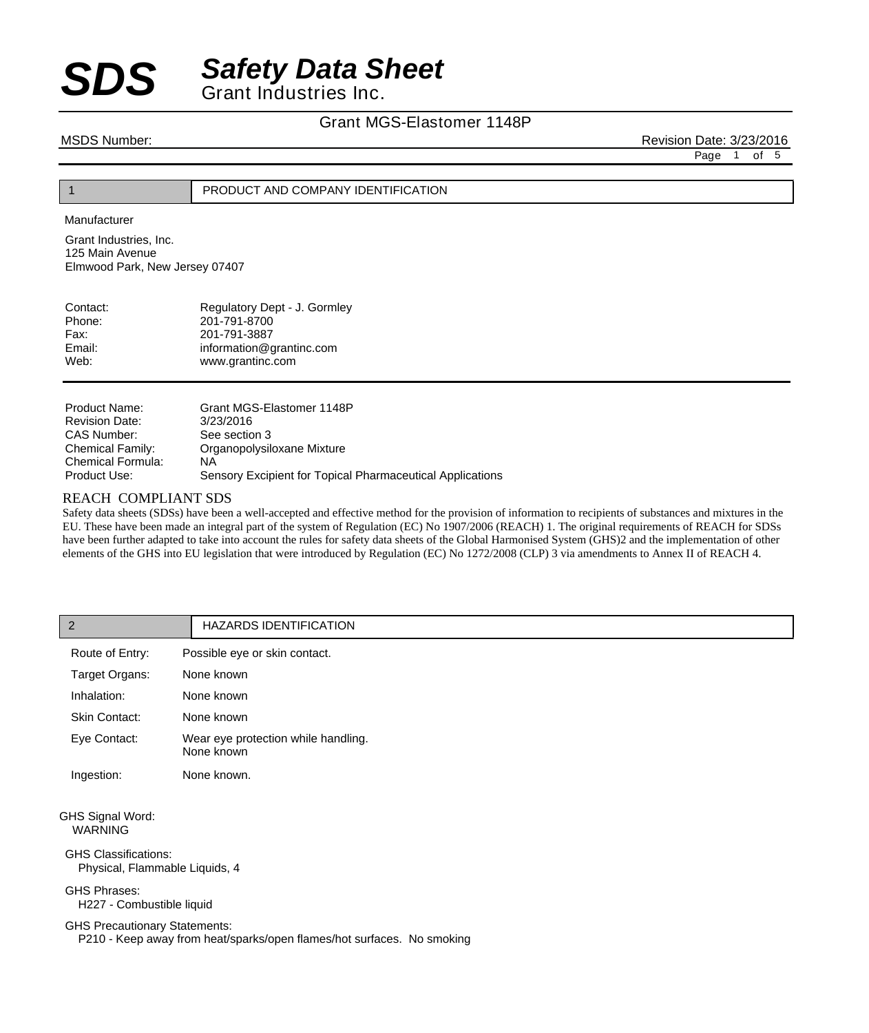# SDS Safety Data Sheet

Grant Industries Inc.

## Grant MGS-Elastomer 1148P

MSDS Number: Revision Date: 3/23/2016

## 1 PRODUCT AND COMPANY IDENTIFICATION

Manufacturer

Grant Industries, Inc.
125 Main Avenue
Elmwood Park, New Jersey 07407

| | |
|---|---|
| Contact: | Regulatory Dept - J. Gormley |
| Phone: | 201-791-8700 |
| Fax: | 201-791-3887 |
| Email: | information@grantinc.com |
| Web: | www.grantinc.com |

| | |
|---|---|
| Product Name: | Grant MGS-Elastomer 1148P |
| Revision Date: | 3/23/2016 |
| CAS Number: | See section 3 |
| Chemical Family: | Organopolysiloxane Mixture |
| Chemical Formula: | NA |
| Product Use: | Sensory Excipient for Topical Pharmaceutical Applications |

### REACH COMPLIANT SDS

Safety data sheets (SDSs) have been a well-accepted and effective method for the provision of information to recipients of substances and mixtures in the EU. These have been made an integral part of the system of Regulation (EC) No 1907/2006 (REACH) 1. The original requirements of REACH for SDSs have been further adapted to take into account the rules for safety data sheets of the Global Harmonised System (GHS)2 and the implementation of other elements of the GHS into EU legislation that were introduced by Regulation (EC) No 1272/2008 (CLP) 3 via amendments to Annex II of REACH 4.

## 2 HAZARDS IDENTIFICATION

| | |
|---|---|
| Route of Entry: | Possible eye or skin contact. |
| Target Organs: | None known |
| Inhalation: | None known |
| Skin Contact: | None known |
| Eye Contact: | Wear eye protection while handling. None known |
| Ingestion: | None known. |

GHS Signal Word:
WARNING

GHS Classifications:
Physical, Flammable Liquids, 4

GHS Phrases:
H227 - Combustible liquid

GHS Precautionary Statements:
P210 - Keep away from heat/sparks/open flames/hot surfaces. No smoking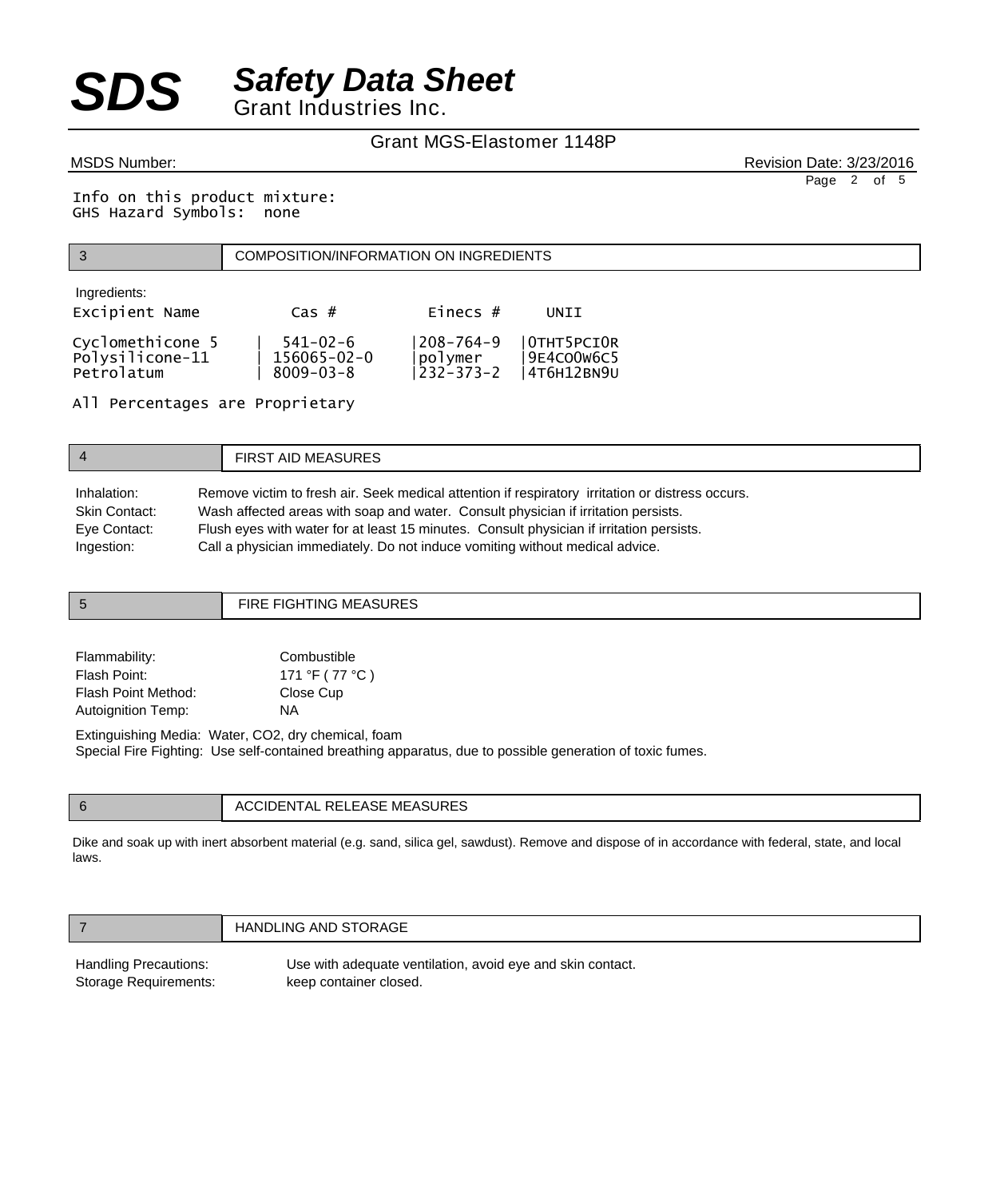Info on this product mixture:
GHS Hazard Symbols: none

## 3 COMPOSITION/INFORMATION ON INGREDIENTS

Ingredients:

| Excipient Name | Cas # | Einecs # | UNII |
|---|---|---|---|
| Cyclomethicone 5 | 541-02-6 | 208-764-9 | 0THT5PCI0R |
| Polysilicone-11 | 156065-02-0 | polymer | 9E4CO0W6C5 |
| Petrolatum | 8009-03-8 | 232-373-2 | 4T6H12BN9U |

All Percentages are Proprietary

## 4 FIRST AID MEASURES

Inhalation: Remove victim to fresh air. Seek medical attention if respiratory irritation or distress occurs.
Skin Contact: Wash affected areas with soap and water. Consult physician if irritation persists.
Eye Contact: Flush eyes with water for at least 15 minutes. Consult physician if irritation persists.
Ingestion: Call a physician immediately. Do not induce vomiting without medical advice.

## 5 FIRE FIGHTING MEASURES

Flammability: Combustible
Flash Point: 171 °F ( 77 °C )
Flash Point Method: Close Cup
Autoignition Temp: NA

Extinguishing Media: Water, $CO_2$, dry chemical, foam
Special Fire Fighting: Use self-contained breathing apparatus, due to possible generation of toxic fumes.

## 6 ACCIDENTAL RELEASE MEASURES

Dike and soak up with inert absorbent material (e.g. sand, silica gel, sawdust). Remove and dispose of in accordance with federal, state, and local laws.

## 7 HANDLING AND STORAGE

Handling Precautions: Use with adequate ventilation, avoid eye and skin contact.
Storage Requirements: keep container closed.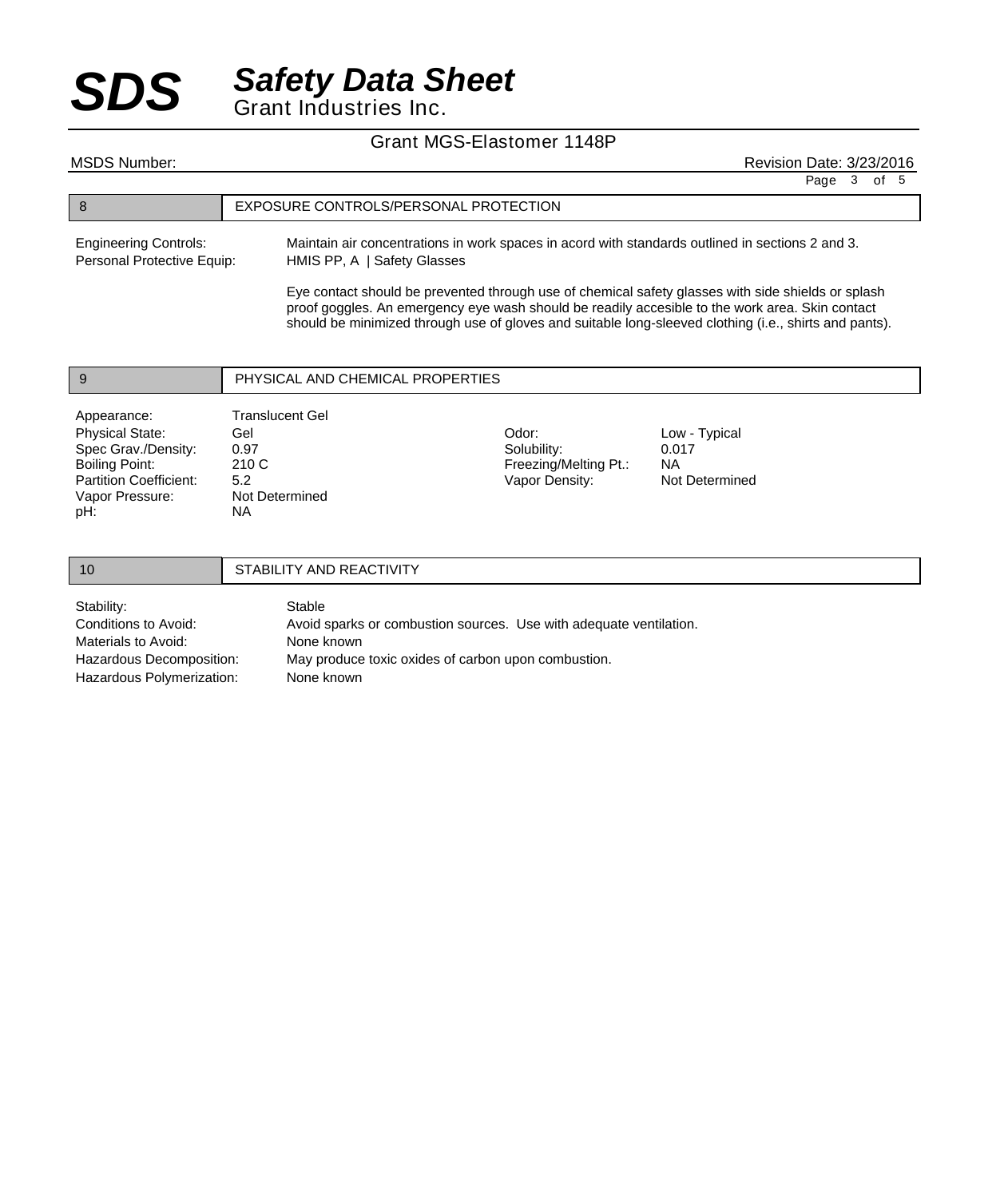## 8 EXPOSURE CONTROLS/PERSONAL PROTECTION

Engineering Controls: Maintain air concentrations in work spaces in acord with standards outlined in sections 2 and 3.

Personal Protective Equip: HMIS PP, A | Safety Glasses

Eye contact should be prevented through use of chemical safety glasses with side shields or splash proof goggles. An emergency eye wash should be readily accesible to the work area. Skin contact should be minimized through use of gloves and suitable long-sleeved clothing (i.e., shirts and pants).

## 9 PHYSICAL AND CHEMICAL PROPERTIES

| Property | Value | Property | Value |
|---|---|---|---|
| Appearance: | Translucent Gel | | |
| Physical State: | Gel | Odor: | Low - Typical |
| Spec Grav./Density: | 0.97 | Solubility: | 0.017 |
| Boiling Point: | 210 C | Freezing/Melting Pt.: | NA |
| Partition Coefficient: | 5.2 | Vapor Density: | Not Determined |
| Vapor Pressure: | Not Determined | | |
| pH: | NA | | |

## 10 STABILITY AND REACTIVITY

Stability: Stable

Conditions to Avoid: Avoid sparks or combustion sources. Use with adequate ventilation.

Materials to Avoid: None known

Hazardous Decomposition: May produce toxic oxides of carbon upon combustion.

Hazardous Polymerization: None known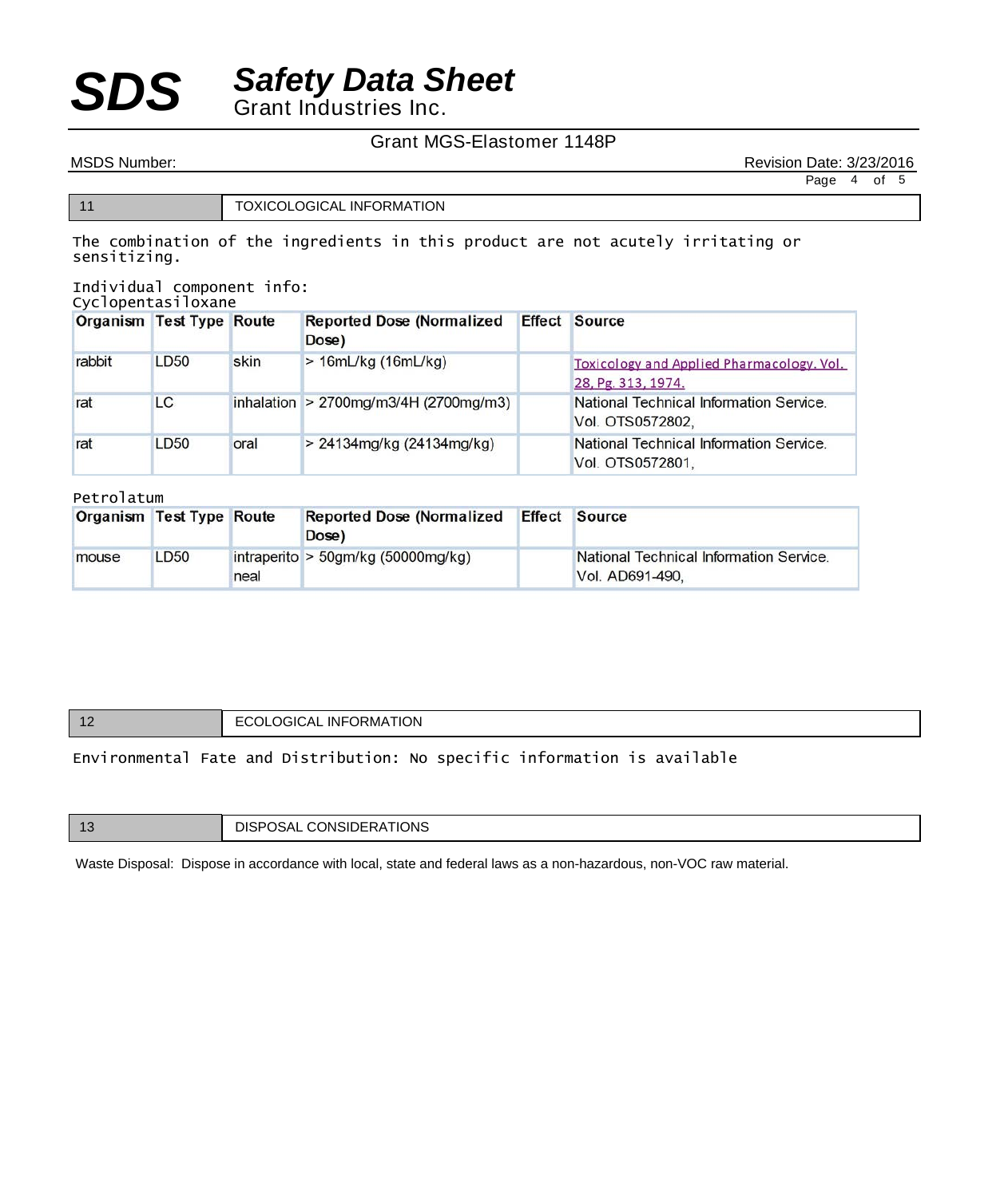## 11 TOXICOLOGICAL INFORMATION

The combination of the ingredients in this product are not acutely irritating or sensitizing.

Individual component info:

Cyclopentasiloxane

| Organism | Test Type | Route | Reported Dose (Normalized Dose) | Effect | Source |
|---|---|---|---|---|---|
| rabbit | LD50 | skin | > 16mL/kg (16mL/kg) | | Toxicology and Applied Pharmacology. Vol. 28, Pg. 313, 1974. |
| rat | LC | inhalation | > 2700mg/m3/4H (2700mg/m3) | | National Technical Information Service. Vol. OTS0572802, |
| rat | LD50 | oral | > 24134mg/kg (24134mg/kg) | | National Technical Information Service. Vol. OTS0572801, |

Petrolatum

| Organism | Test Type | Route | Reported Dose (Normalized Dose) | Effect | Source |
|---|---|---|---|---|---|
| mouse | LD50 | intraperitoneal | > 50gm/kg (50000mg/kg) | | National Technical Information Service. Vol. AD691-490, |

## 12 ECOLOGICAL INFORMATION

Environmental Fate and Distribution: No specific information is available

## 13 DISPOSAL CONSIDERATIONS

Waste Disposal: Dispose in accordance with local, state and federal laws as a non-hazardous, non-VOC raw material.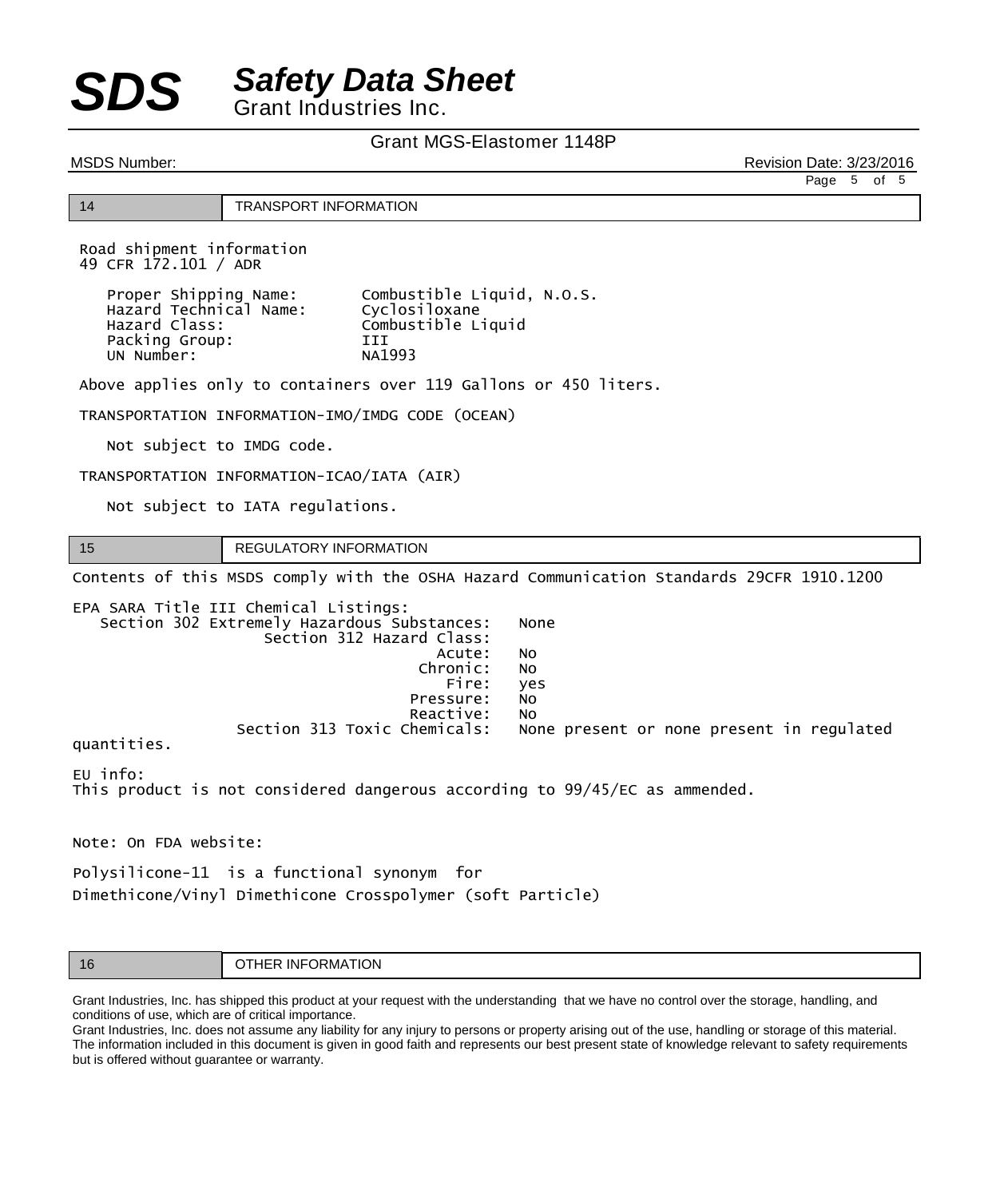## 14 TRANSPORT INFORMATION

Road shipment information
49 CFR 172.101 / ADR

| | |
|---|---|
| Proper Shipping Name: | Combustible Liquid, N.O.S. |
| Hazard Technical Name: | Cyclosiloxane |
| Hazard Class: | Combustible Liquid |
| Packing Group: | III |
| UN Number: | NA1993 |

Above applies only to containers over 119 Gallons or 450 liters.

TRANSPORTATION INFORMATION-IMO/IMDG CODE (OCEAN)

Not subject to IMDG code.

TRANSPORTATION INFORMATION-ICAO/IATA (AIR)

Not subject to IATA regulations.

## 15 REGULATORY INFORMATION

Contents of this MSDS comply with the OSHA Hazard Communication Standards 29CFR 1910.1200

EPA SARA Title III Chemical Listings:

| | |
|---|---|
| Section 302 Extremely Hazardous Substances: | None |
| Section 312 Hazard Class: | |
| Acute: | No |
| Chronic: | No |
| Fire: | yes |
| Pressure: | No |
| Reactive: | No |
| Section 313 Toxic Chemicals: | None present or none present in regulated quantities. |

EU info:
This product is not considered dangerous according to 99/45/EC as ammended.

Note: On FDA website:

Polysilicone-11 is a functional synonym for
Dimethicone/Vinyl Dimethicone Crosspolymer (soft Particle)

## 16 OTHER INFORMATION

Grant Industries, Inc. has shipped this product at your request with the understanding that we have no control over the storage, handling, and conditions of use, which are of critical importance.
Grant Industries, Inc. does not assume any liability for any injury to persons or property arising out of the use, handling or storage of this material. The information included in this document is given in good faith and represents our best present state of knowledge relevant to safety requirements but is offered without guarantee or warranty.